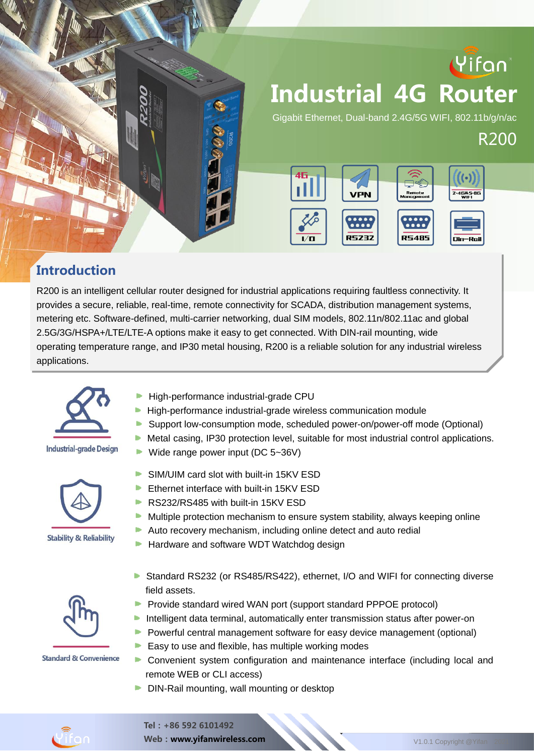# Industrial 4G Router

Gigabit Ethernet, Dual-band 2.4G/5G WIFI, 802.11b/g/n/ac

R200

4G | VPN | Remote Management | 2.4G&5.8G WIFI | I/O | RS232 | RS485 | Din-Rail

## Introduction

R200 is an intelligent cellular router designed for industrial applications requiring faultless connectivity. It provides a secure, reliable, real-time, remote connectivity for SCADA, distribution management systems, metering etc. Software-defined, multi-carrier networking, dual SIM models, 802.11n/802.11ac and global 2.5G/3G/HSPA+/LTE/LTE-A options make it easy to get connected. With DIN-rail mounting, wide operating temperature range, and IP30 metal housing, R200 is a reliable solution for any industrial wireless applications.

### Industrial-grade Design

- High-performance industrial-grade CPU
- High-performance industrial-grade wireless communication module
- Support low-consumption mode, scheduled power-on/power-off mode (Optional)
- Metal casing, IP30 protection level, suitable for most industrial control applications.
- Wide range power input (DC 5~36V)

### Stability & Reliability

- SIM/UIM card slot with built-in 15KV ESD
- Ethernet interface with built-in 15KV ESD
- RS232/RS485 with built-in 15KV ESD
- Multiple protection mechanism to ensure system stability, always keeping online
- Auto recovery mechanism, including online detect and auto redial
- Hardware and software WDT Watchdog design

### Standard & Convenience

- Standard RS232 (or RS485/RS422), ethernet, I/O and WIFI for connecting diverse field assets.
- Provide standard wired WAN port (support standard PPPOE protocol)
- Intelligent data terminal, automatically enter transmission status after power-on
- Powerful central management software for easy device management (optional)
- Easy to use and flexible, has multiple working modes
- Convenient system configuration and maintenance interface (including local and remote WEB or CLI access)
- DIN-Rail mounting, wall mounting or desktop

Tel：+86 592 6101492

Web：**www.yifanwireless.com**

V1.0.1 Copyright @Yifan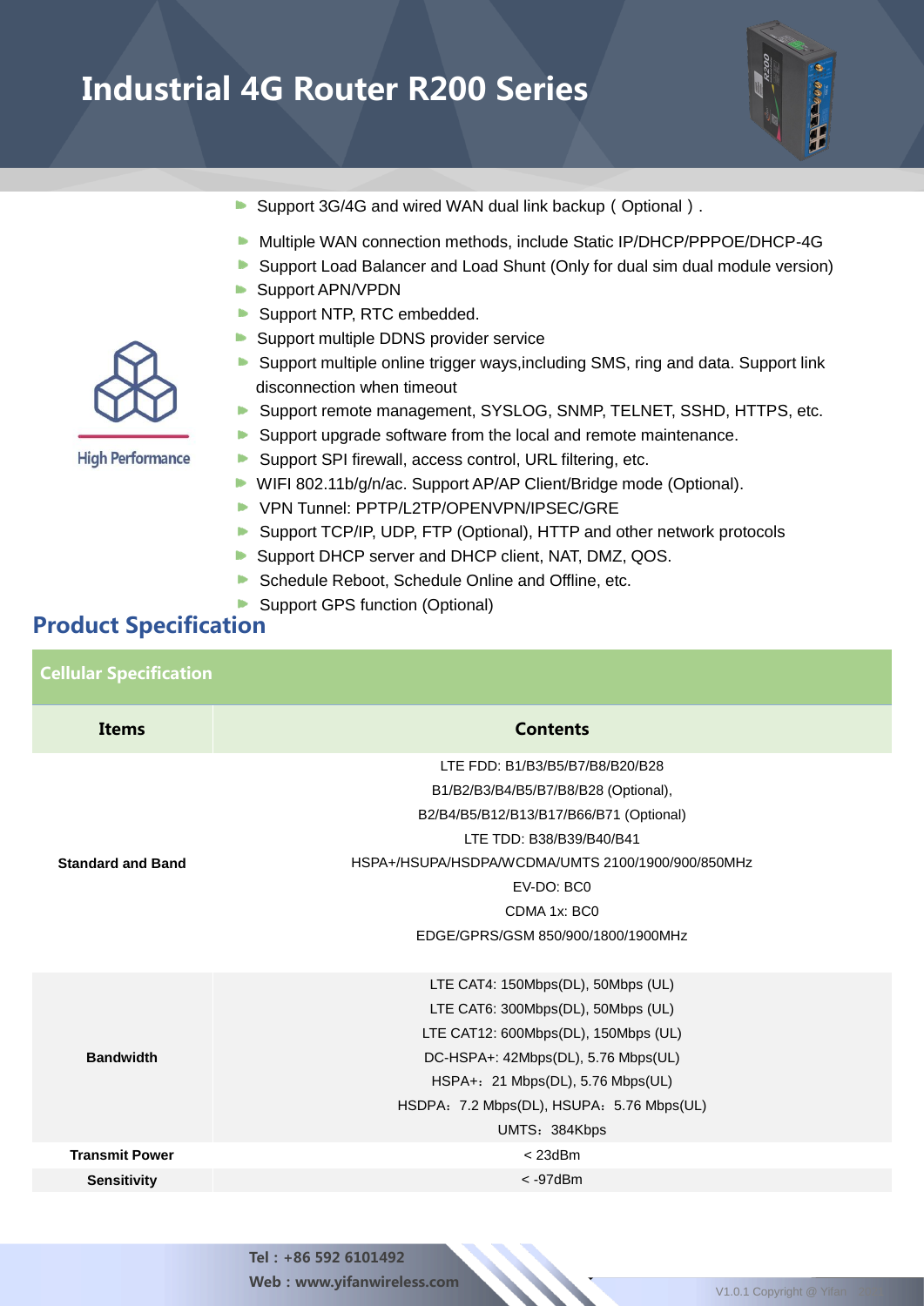# Industrial 4G Router R200 Series

- Support 3G/4G and wired WAN dual link backup ( Optional ) .
- Multiple WAN connection methods, include Static IP/DHCP/PPPOE/DHCP-4G
- Support Load Balancer and Load Shunt (Only for dual sim dual module version)
- Support APN/VPDN
- Support NTP, RTC embedded.
- Support multiple DDNS provider service
- Support multiple online trigger ways,including SMS, ring and data. Support link disconnection when timeout
- Support remote management, SYSLOG, SNMP, TELNET, SSHD, HTTPS, etc.
- Support upgrade software from the local and remote maintenance.
- Support SPI firewall, access control, URL filtering, etc.
- WIFI 802.11b/g/n/ac. Support AP/AP Client/Bridge mode (Optional).
- VPN Tunnel: PPTP/L2TP/OPENVPN/IPSEC/GRE
- Support TCP/IP, UDP, FTP (Optional), HTTP and other network protocols
- Support DHCP server and DHCP client, NAT, DMZ, QOS.
- Schedule Reboot, Schedule Online and Offline, etc.
- Support GPS function (Optional)

High Performance

## Product Specification

### Cellular Specification

| Items | Contents |
|---|---|
| **Standard and Band** | LTE FDD: B1/B3/B5/B7/B8/B20/B28<br>B1/B2/B3/B4/B5/B7/B8/B28 (Optional),<br>B2/B4/B5/B12/B13/B17/B66/B71 (Optional)<br>LTE TDD: B38/B39/B40/B41<br>HSPA+/HSUPA/HSDPA/WCDMA/UMTS 2100/1900/900/850MHz<br>EV-DO: BC0<br>CDMA 1x: BC0<br>EDGE/GPRS/GSM 850/900/1800/1900MHz |
| **Bandwidth** | LTE CAT4: 150Mbps(DL), 50Mbps (UL)<br>LTE CAT6: 300Mbps(DL), 50Mbps (UL)<br>LTE CAT12: 600Mbps(DL), 150Mbps (UL)<br>DC-HSPA+: 42Mbps(DL), 5.76 Mbps(UL)<br>HSPA+：21 Mbps(DL), 5.76 Mbps(UL)<br>HSDPA：7.2 Mbps(DL), HSUPA：5.76 Mbps(UL)<br>UMTS：384Kbps |
| **Transmit Power** | < 23dBm |
| **Sensitivity** | < -97dBm |

Tel：+86 592 6101492
Web：www.yifanwireless.com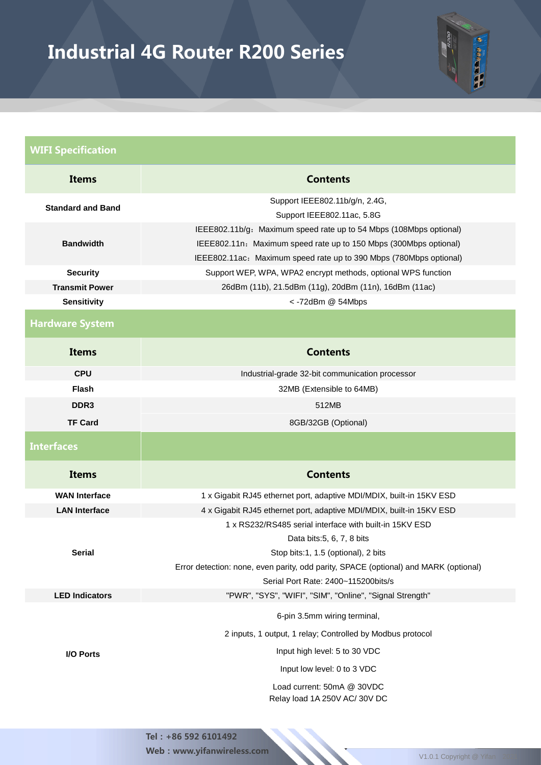# Industrial 4G Router R200 Series

## WIFI Specification

| Items | Contents |
|---|---|
| Standard and Band | Support IEEE802.11b/g/n, 2.4G,<br>Support IEEE802.11ac, 5.8G |
| Bandwidth | IEEE802.11b/g：Maximum speed rate up to 54 Mbps (108Mbps optional)<br>IEEE802.11n：Maximum speed rate up to 150 Mbps (300Mbps optional)<br>IEEE802.11ac：Maximum speed rate up to 390 Mbps (780Mbps optional) |
| Security | Support WEP, WPA, WPA2 encrypt methods, optional WPS function |
| Transmit Power | 26dBm (11b), 21.5dBm (11g), 20dBm (11n), 16dBm (11ac) |
| Sensitivity | < -72dBm @ 54Mbps |

## Hardware System

| Items | Contents |
|---|---|
| CPU | Industrial-grade 32-bit communication processor |
| Flash | 32MB (Extensible to 64MB) |
| DDR3 | 512MB |
| TF Card | 8GB/32GB (Optional) |

## Interfaces

| Items | Contents |
|---|---|
| WAN Interface | 1 x Gigabit RJ45 ethernet port, adaptive MDI/MDIX, built-in 15KV ESD |
| LAN Interface | 4 x Gigabit RJ45 ethernet port, adaptive MDI/MDIX, built-in 15KV ESD |
| Serial | 1 x RS232/RS485 serial interface with built-in 15KV ESD<br>Data bits:5, 6, 7, 8 bits<br>Stop bits:1, 1.5 (optional), 2 bits<br>Error detection: none, even parity, odd parity, SPACE (optional) and MARK (optional)<br>Serial Port Rate: 2400~115200bits/s |
| LED Indicators | "PWR", "SYS", "WIFI", "SIM", "Online", "Signal Strength" |
| I/O Ports | 6-pin 3.5mm wiring terminal,<br>2 inputs, 1 output, 1 relay; Controlled by Modbus protocol<br>Input high level: 5 to 30 VDC<br>Input low level: 0 to 3 VDC<br>Load current: 50mA @ 30VDC<br>Relay load 1A 250V AC/ 30V DC |

**Tel：+86 592 6101492**
**Web：www.yifanwireless.com**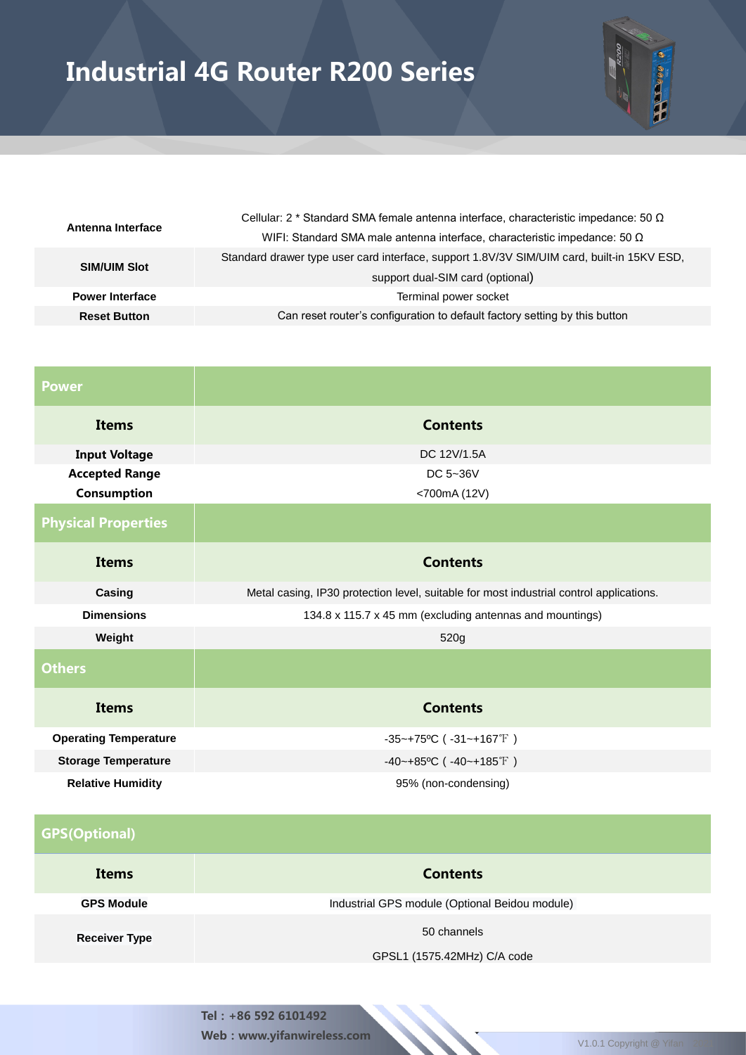# Industrial 4G Router R200 Series

| | |
|---|---|
| **Antenna Interface** | Cellular: 2 * Standard SMA female antenna interface, characteristic impedance: 50 Ω<br>WIFI: Standard SMA male antenna interface, characteristic impedance: 50 Ω |
| **SIM/UIM Slot** | Standard drawer type user card interface, support 1.8V/3V SIM/UIM card, built-in 15KV ESD, support dual-SIM card (optional) |
| **Power Interface** | Terminal power socket |
| **Reset Button** | Can reset router's configuration to default factory setting by this button |

| **Power** | |
|---|---|
| **Items** | **Contents** |
| **Input Voltage** | DC 12V/1.5A |
| **Accepted Range** | DC 5~36V |
| **Consumption** | <700mA (12V) |
| **Physical Properties** | |
| **Items** | **Contents** |
| **Casing** | Metal casing, IP30 protection level, suitable for most industrial control applications. |
| **Dimensions** | 134.8 x 115.7 x 45 mm (excluding antennas and mountings) |
| **Weight** | 520g |
| **Others** | |
| **Items** | **Contents** |
| **Operating Temperature** | -35~+75ºC ( -31~+167℉ ) |
| **Storage Temperature** | -40~+85ºC ( -40~+185℉ ) |
| **Relative Humidity** | 95% (non-condensing) |

| **GPS(Optional)** | |
|---|---|
| **Items** | **Contents** |
| **GPS Module** | Industrial GPS module (Optional Beidou module) |
| **Receiver Type** | 50 channels<br>GPSL1 (1575.42MHz) C/A code |

**Tel : +86 592 6101492**
**Web : www.yifanwireless.com**

V1.0.1 Copyright @ Yifan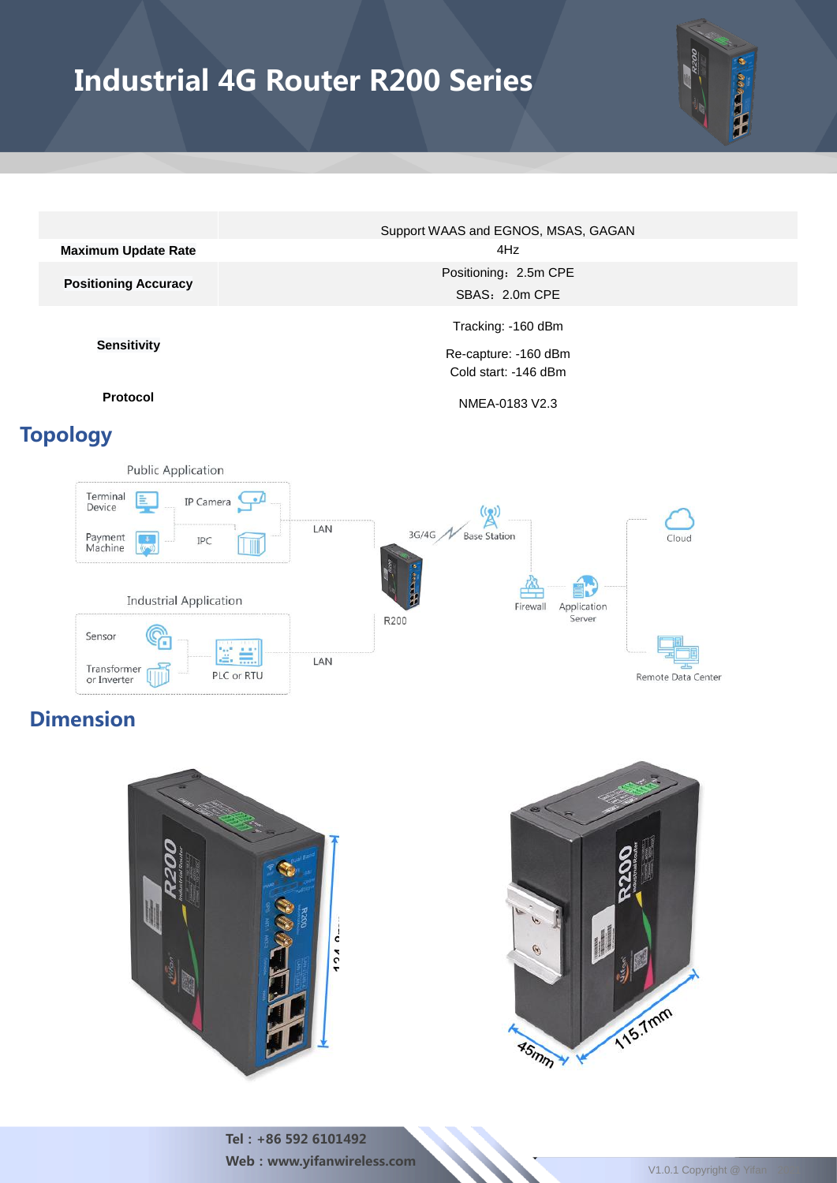# Industrial 4G Router R200 Series

| | |
|---|---|
| | Support WAAS and EGNOS, MSAS, GAGAN |
| **Maximum Update Rate** | 4Hz |
| **Positioning Accuracy** | Positioning：2.5m CPE<br>SBAS：2.0m CPE |
| **Sensitivity** | Tracking: -160 dBm<br>Re-capture: -160 dBm<br>Cold start: -146 dBm |
| **Protocol** | NMEA-0183 V2.3 |

## Topology

Public Application: Terminal Device, IP Camera, Payment Machine, IPC — LAN

Industrial Application: Sensor, Transformer or Inverter, PLC or RTU — LAN

R200 — 3G/4G — Base Station — Firewall — Application Server — Cloud / Remote Data Center

## Dimension

124.9mm

45mm

115.7mm

**Tel：+86 592 6101492**

**Web：www.yifanwireless.com**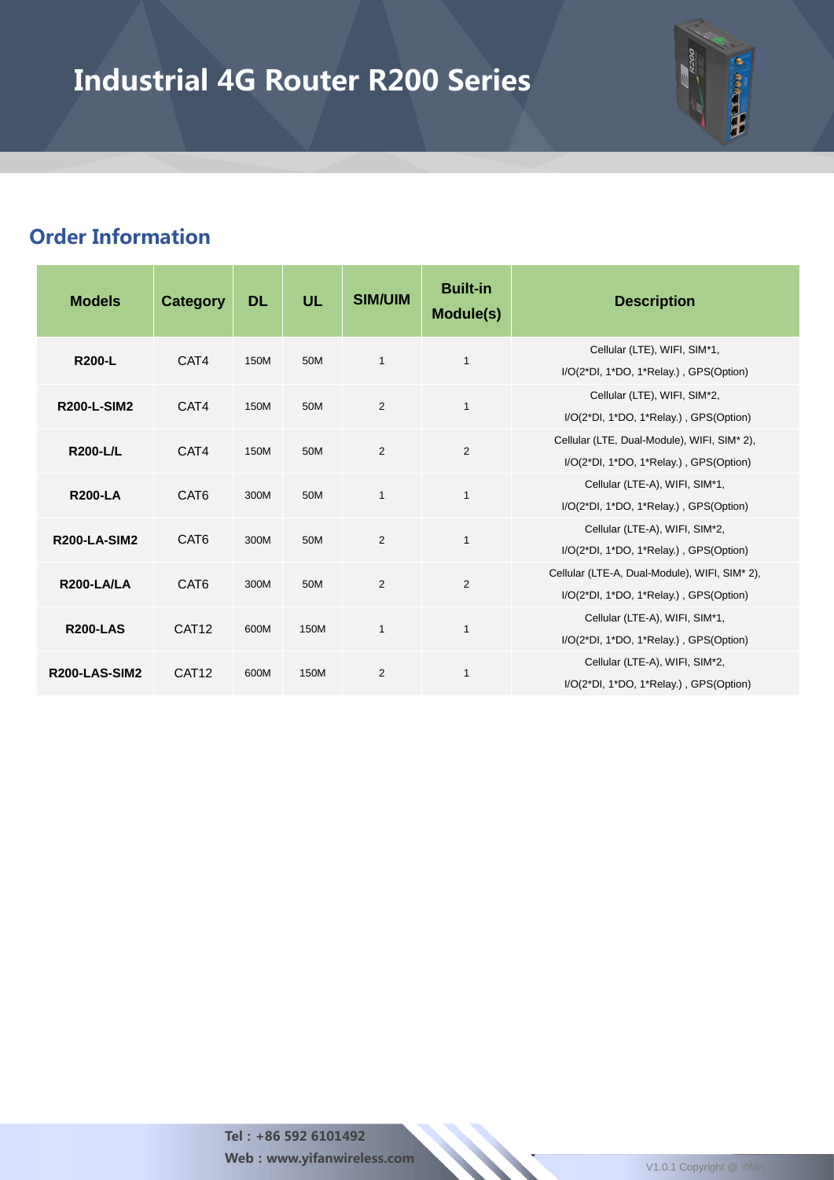# Industrial 4G Router R200 Series

## Order Information

| Models | Category | DL | UL | SIM/UIM | Built-in Module(s) | Description |
| --- | --- | --- | --- | --- | --- | --- |
| **R200-L** | CAT4 | 150M | 50M | 1 | 1 | Cellular (LTE), WIFI, SIM*1, I/O(2*DI, 1*DO, 1*Relay.) , GPS(Option) |
| **R200-L-SIM2** | CAT4 | 150M | 50M | 2 | 1 | Cellular (LTE), WIFI, SIM*2, I/O(2*DI, 1*DO, 1*Relay.) , GPS(Option) |
| **R200-L/L** | CAT4 | 150M | 50M | 2 | 2 | Cellular (LTE, Dual-Module), WIFI, SIM* 2), I/O(2*DI, 1*DO, 1*Relay.) , GPS(Option) |
| **R200-LA** | CAT6 | 300M | 50M | 1 | 1 | Cellular (LTE-A), WIFI, SIM*1, I/O(2*DI, 1*DO, 1*Relay.) , GPS(Option) |
| **R200-LA-SIM2** | CAT6 | 300M | 50M | 2 | 1 | Cellular (LTE-A), WIFI, SIM*2, I/O(2*DI, 1*DO, 1*Relay.) , GPS(Option) |
| **R200-LA/LA** | CAT6 | 300M | 50M | 2 | 2 | Cellular (LTE-A, Dual-Module), WIFI, SIM* 2), I/O(2*DI, 1*DO, 1*Relay.) , GPS(Option) |
| **R200-LAS** | CAT12 | 600M | 150M | 1 | 1 | Cellular (LTE-A), WIFI, SIM*1, I/O(2*DI, 1*DO, 1*Relay.) , GPS(Option) |
| **R200-LAS-SIM2** | CAT12 | 600M | 150M | 2 | 1 | Cellular (LTE-A), WIFI, SIM*2, I/O(2*DI, 1*DO, 1*Relay.) , GPS(Option) |

**Tel：+86 592 6101492**
**Web：www.yifanwireless.com**

V1.0.1 Copyright @ Yifan